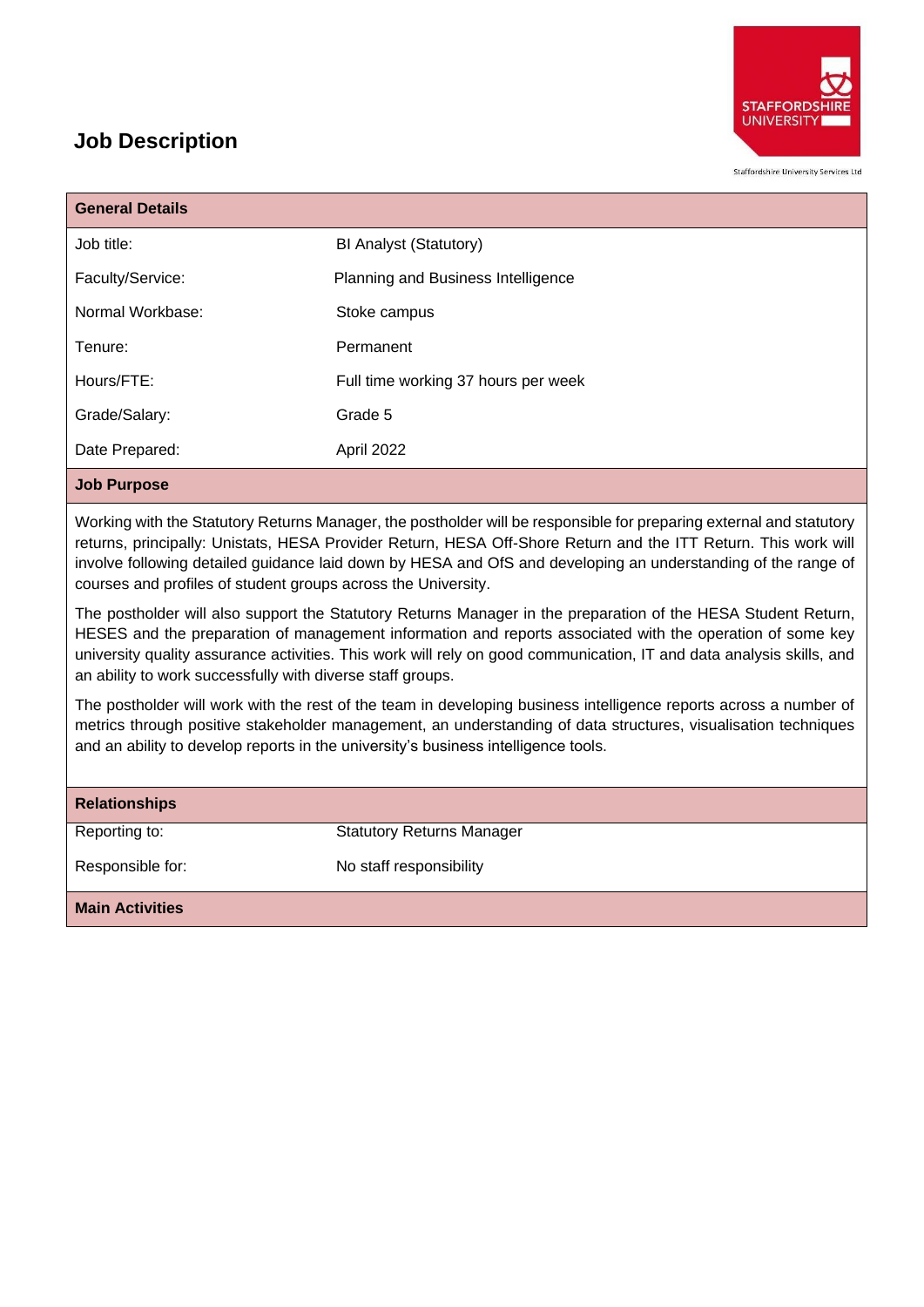# Job Description

Staffordshire University Services Ltd

| General Details | |
|---|---|
| Job title: | BI Analyst (Statutory) |
| Faculty/Service: | Planning and Business Intelligence |
| Normal Workbase: | Stoke campus |
| Tenure: | Permanent |
| Hours/FTE: | Full time working 37 hours per week |
| Grade/Salary: | Grade 5 |
| Date Prepared: | April 2022 |

## Job Purpose

Working with the Statutory Returns Manager, the postholder will be responsible for preparing external and statutory returns, principally: Unistats, HESA Provider Return, HESA Off-Shore Return and the ITT Return. This work will involve following detailed guidance laid down by HESA and OfS and developing an understanding of the range of courses and profiles of student groups across the University.

The postholder will also support the Statutory Returns Manager in the preparation of the HESA Student Return, HESES and the preparation of management information and reports associated with the operation of some key university quality assurance activities. This work will rely on good communication, IT and data analysis skills, and an ability to work successfully with diverse staff groups.

The postholder will work with the rest of the team in developing business intelligence reports across a number of metrics through positive stakeholder management, an understanding of data structures, visualisation techniques and an ability to develop reports in the university's business intelligence tools.

## Relationships

| | |
|---|---|
| Reporting to: | Statutory Returns Manager |
| Responsible for: | No staff responsibility |

## Main Activities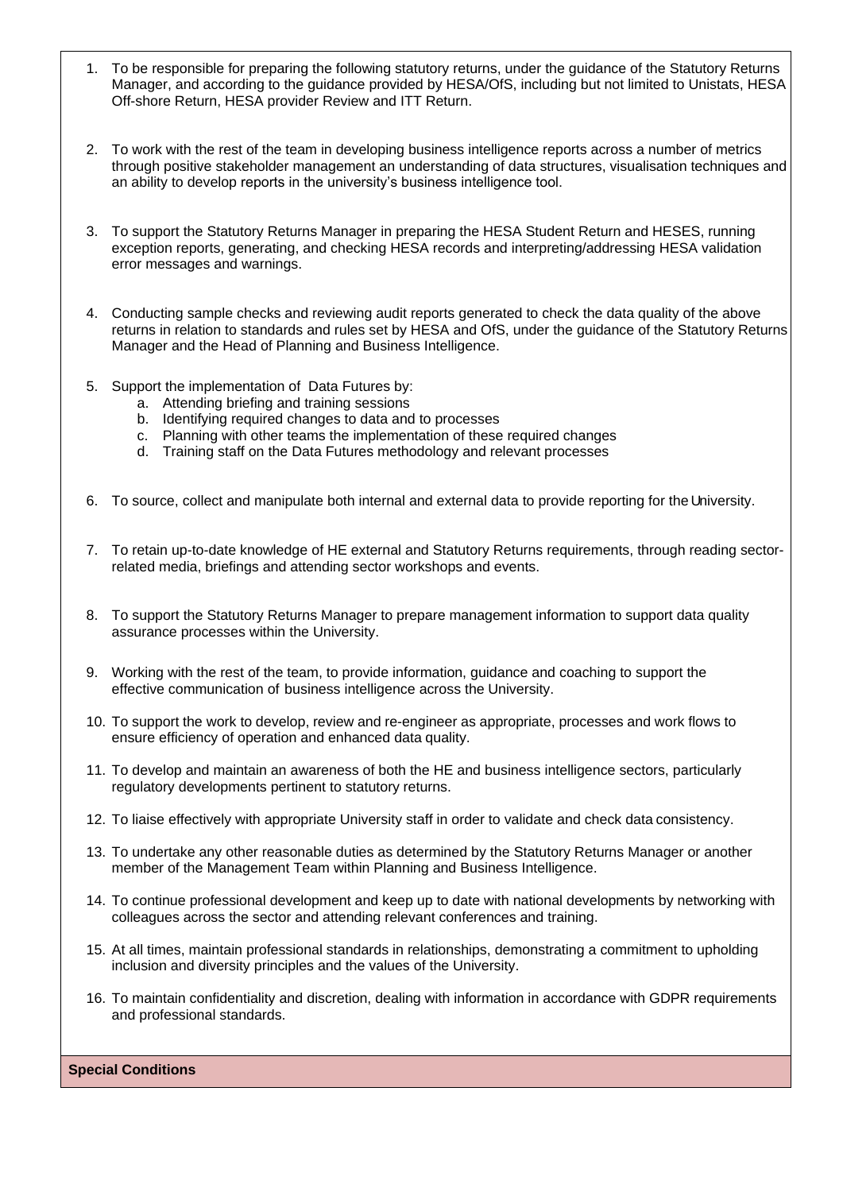1. To be responsible for preparing the following statutory returns, under the guidance of the Statutory Returns Manager, and according to the guidance provided by HESA/OfS, including but not limited to Unistats, HESA Off-shore Return, HESA provider Review and ITT Return.

2. To work with the rest of the team in developing business intelligence reports across a number of metrics through positive stakeholder management an understanding of data structures, visualisation techniques and an ability to develop reports in the university's business intelligence tool.

3. To support the Statutory Returns Manager in preparing the HESA Student Return and HESES, running exception reports, generating, and checking HESA records and interpreting/addressing HESA validation error messages and warnings.

4. Conducting sample checks and reviewing audit reports generated to check the data quality of the above returns in relation to standards and rules set by HESA and OfS, under the guidance of the Statutory Returns Manager and the Head of Planning and Business Intelligence.

5. Support the implementation of Data Futures by:
   a. Attending briefing and training sessions
   b. Identifying required changes to data and to processes
   c. Planning with other teams the implementation of these required changes
   d. Training staff on the Data Futures methodology and relevant processes

6. To source, collect and manipulate both internal and external data to provide reporting for the University.

7. To retain up-to-date knowledge of HE external and Statutory Returns requirements, through reading sector-related media, briefings and attending sector workshops and events.

8. To support the Statutory Returns Manager to prepare management information to support data quality assurance processes within the University.

9. Working with the rest of the team, to provide information, guidance and coaching to support the effective communication of business intelligence across the University.

10. To support the work to develop, review and re-engineer as appropriate, processes and work flows to ensure efficiency of operation and enhanced data quality.

11. To develop and maintain an awareness of both the HE and business intelligence sectors, particularly regulatory developments pertinent to statutory returns.

12. To liaise effectively with appropriate University staff in order to validate and check data consistency.

13. To undertake any other reasonable duties as determined by the Statutory Returns Manager or another member of the Management Team within Planning and Business Intelligence.

14. To continue professional development and keep up to date with national developments by networking with colleagues across the sector and attending relevant conferences and training.

15. At all times, maintain professional standards in relationships, demonstrating a commitment to upholding inclusion and diversity principles and the values of the University.

16. To maintain confidentiality and discretion, dealing with information in accordance with GDPR requirements and professional standards.

**Special Conditions**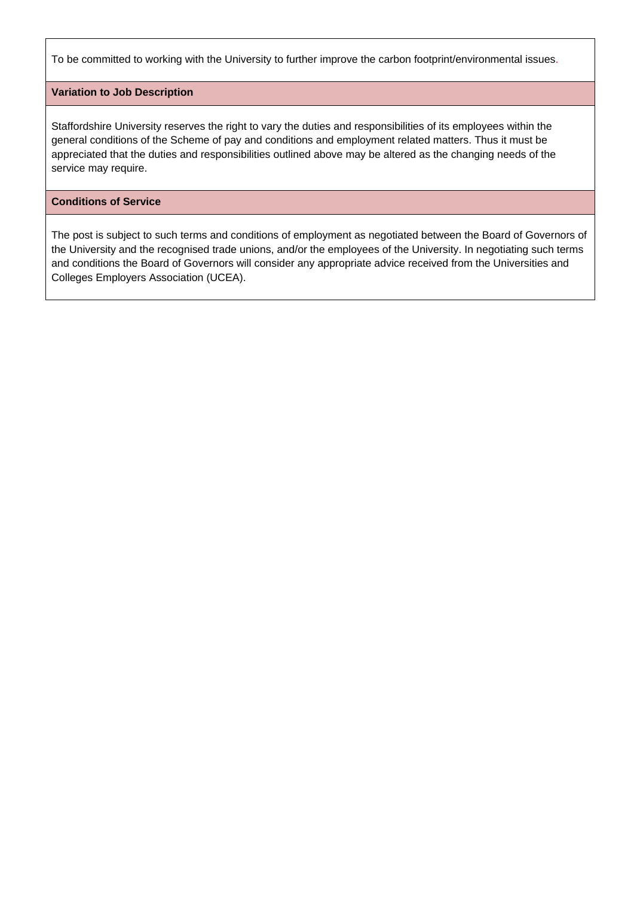To be committed to working with the University to further improve the carbon footprint/environmental issues.

**Variation to Job Description**

Staffordshire University reserves the right to vary the duties and responsibilities of its employees within the general conditions of the Scheme of pay and conditions and employment related matters. Thus it must be appreciated that the duties and responsibilities outlined above may be altered as the changing needs of the service may require.

**Conditions of Service**

The post is subject to such terms and conditions of employment as negotiated between the Board of Governors of the University and the recognised trade unions, and/or the employees of the University. In negotiating such terms and conditions the Board of Governors will consider any appropriate advice received from the Universities and Colleges Employers Association (UCEA).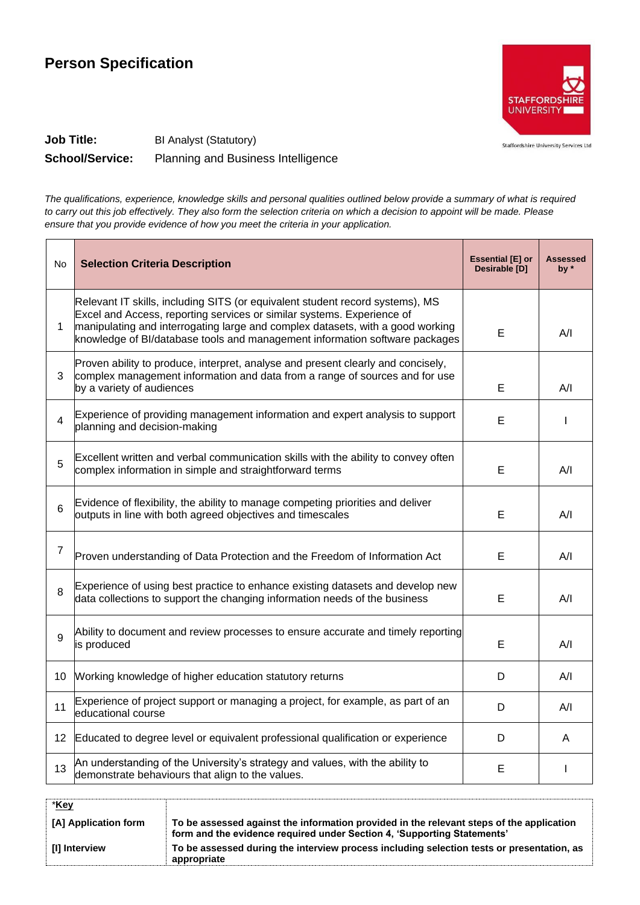# Person Specification

STAFFORDSHIRE UNIVERSITY

Staffordshire University Services Ltd

**Job Title:** BI Analyst (Statutory)

**School/Service:** Planning and Business Intelligence

*The qualifications, experience, knowledge skills and personal qualities outlined below provide a summary of what is required to carry out this job effectively. They also form the selection criteria on which a decision to appoint will be made. Please ensure that you provide evidence of how you meet the criteria in your application.*

| No | Selection Criteria Description | Essential [E] or Desirable [D] | Assessed by * |
|---|---|---|---|
| 1 | Relevant IT skills, including SITS (or equivalent student record systems), MS Excel and Access, reporting services or similar systems. Experience of manipulating and interrogating large and complex datasets, with a good working knowledge of BI/database tools and management information software packages | E | A/I |
| 3 | Proven ability to produce, interpret, analyse and present clearly and concisely, complex management information and data from a range of sources and for use by a variety of audiences | E | A/I |
| 4 | Experience of providing management information and expert analysis to support planning and decision-making | E | I |
| 5 | Excellent written and verbal communication skills with the ability to convey often complex information in simple and straightforward terms | E | A/I |
| 6 | Evidence of flexibility, the ability to manage competing priorities and deliver outputs in line with both agreed objectives and timescales | E | A/I |
| 7 | Proven understanding of Data Protection and the Freedom of Information Act | E | A/I |
| 8 | Experience of using best practice to enhance existing datasets and develop new data collections to support the changing information needs of the business | E | A/I |
| 9 | Ability to document and review processes to ensure accurate and timely reporting is produced | E | A/I |
| 10 | Working knowledge of higher education statutory returns | D | A/I |
| 11 | Experience of project support or managing a project, for example, as part of an educational course | D | A/I |
| 12 | Educated to degree level or equivalent professional qualification or experience | D | A |
| 13 | An understanding of the University's strategy and values, with the ability to demonstrate behaviours that align to the values. | E | I |

| *Key | |
|---|---|
| **[A] Application form** | **To be assessed against the information provided in the relevant steps of the application form and the evidence required under Section 4, 'Supporting Statements'** |
| **[I] Interview** | **To be assessed during the interview process including selection tests or presentation, as appropriate** |